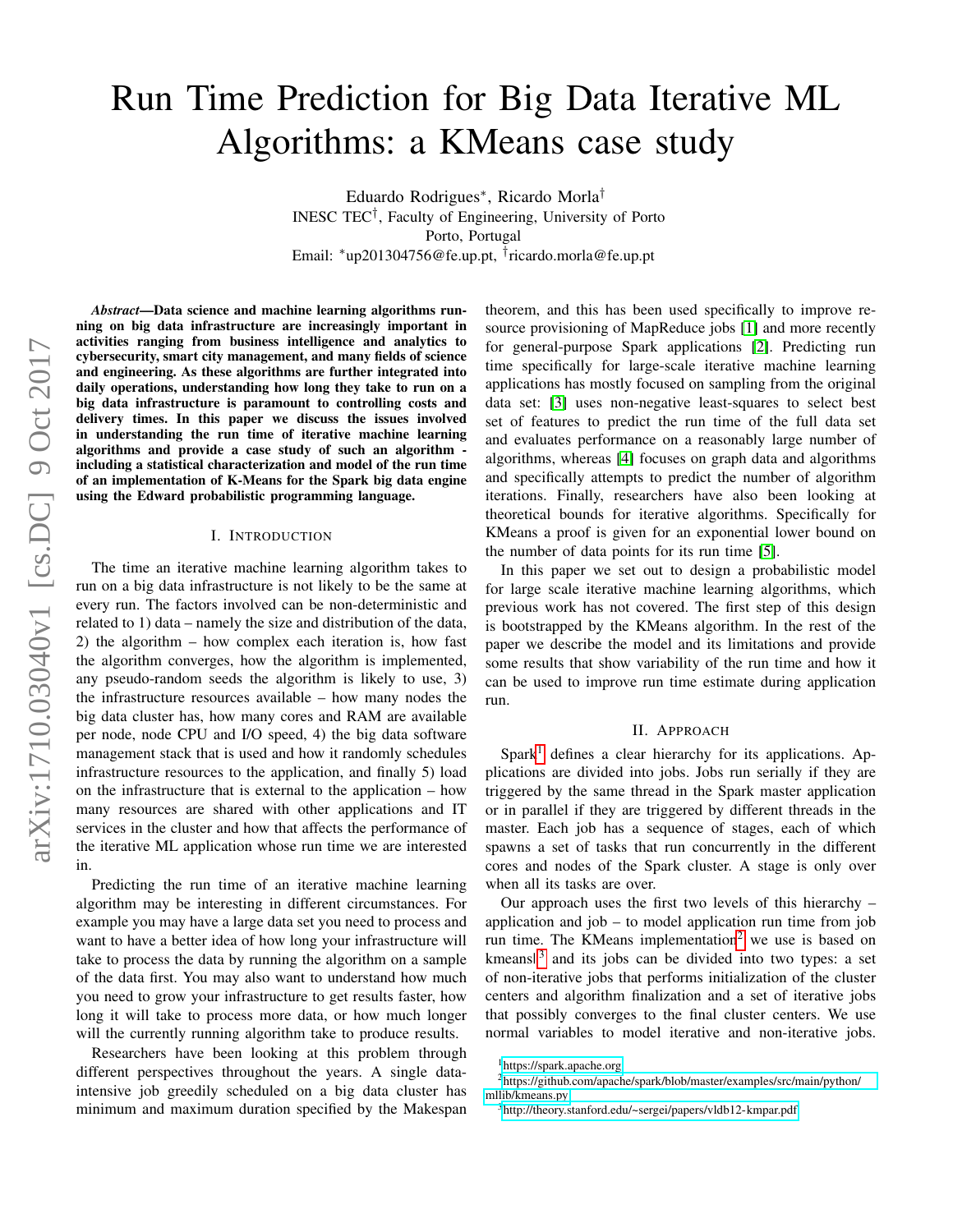# Run Time Prediction for Big Data Iterative ML Algorithms: a KMeans case study

Eduardo Rodrigues*, Ricardo Morla†
INESC TEC†, Faculty of Engineering, University of Porto
Porto, Portugal
Email: *up201304756@fe.up.pt, †ricardo.morla@fe.up.pt

***Abstract*—Data science and machine learning algorithms running on big data infrastructure are increasingly important in activities ranging from business intelligence and analytics to cybersecurity, smart city management, and many fields of science and engineering. As these algorithms are further integrated into daily operations, understanding how long they take to run on a big data infrastructure is paramount to controlling costs and delivery times. In this paper we discuss the issues involved in understanding the run time of iterative machine learning algorithms and provide a case study of such an algorithm - including a statistical characterization and model of the run time of an implementation of K-Means for the Spark big data engine using the Edward probabilistic programming language.**

## I. Introduction

The time an iterative machine learning algorithm takes to run on a big data infrastructure is not likely to be the same at every run. The factors involved can be non-deterministic and related to 1) data – namely the size and distribution of the data, 2) the algorithm – how complex each iteration is, how fast the algorithm converges, how the algorithm is implemented, any pseudo-random seeds the algorithm is likely to use, 3) the infrastructure resources available – how many nodes the big data cluster has, how many cores and RAM are available per node, node CPU and I/O speed, 4) the big data software management stack that is used and how it randomly schedules infrastructure resources to the application, and finally 5) load on the infrastructure that is external to the application – how many resources are shared with other applications and IT services in the cluster and how that affects the performance of the iterative ML application whose run time we are interested in.

Predicting the run time of an iterative machine learning algorithm may be interesting in different circumstances. For example you may have a large data set you need to process and want to have a better idea of how long your infrastructure will take to process the data by running the algorithm on a sample of the data first. You may also want to understand how much you need to grow your infrastructure to get results faster, how long it will take to process more data, or how much longer will the currently running algorithm take to produce results.

Researchers have been looking at this problem through different perspectives throughout the years. A single data-intensive job greedily scheduled on a big data cluster has minimum and maximum duration specified by the Makespan theorem, and this has been used specifically to improve resource provisioning of MapReduce jobs [1] and more recently for general-purpose Spark applications [2]. Predicting run time specifically for large-scale iterative machine learning applications has mostly focused on sampling from the original data set: [3] uses non-negative least-squares to select best set of features to predict the run time of the full data set and evaluates performance on a reasonably large number of algorithms, whereas [4] focuses on graph data and algorithms and specifically attempts to predict the number of algorithm iterations. Finally, researchers have also been looking at theoretical bounds for iterative algorithms. Specifically for KMeans a proof is given for an exponential lower bound on the number of data points for its run time [5].

In this paper we set out to design a probabilistic model for large scale iterative machine learning algorithms, which previous work has not covered. The first step of this design is bootstrapped by the KMeans algorithm. In the rest of the paper we describe the model and its limitations and provide some results that show variability of the run time and how it can be used to improve run time estimate during application run.

## II. Approach

Spark[1] defines a clear hierarchy for its applications. Applications are divided into jobs. Jobs run serially if they are triggered by the same thread in the Spark master application or in parallel if they are triggered by different threads in the master. Each job has a sequence of stages, each of which spawns a set of tasks that run concurrently in the different cores and nodes of the Spark cluster. A stage is only over when all its tasks are over.

Our approach uses the first two levels of this hierarchy – application and job – to model application run time from job run time. The KMeans implementation[2] we use is based on kmeans||[3] and its jobs can be divided into two types: a set of non-iterative jobs that performs initialization of the cluster centers and algorithm finalization and a set of iterative jobs that possibly converges to the final cluster centers. We use normal variables to model iterative and non-iterative jobs.

[1] https://spark.apache.org

[2] https://github.com/apache/spark/blob/master/examples/src/main/python/mllib/kmeans.py

[3] http://theory.stanford.edu/~sergei/papers/vldb12-kmpar.pdf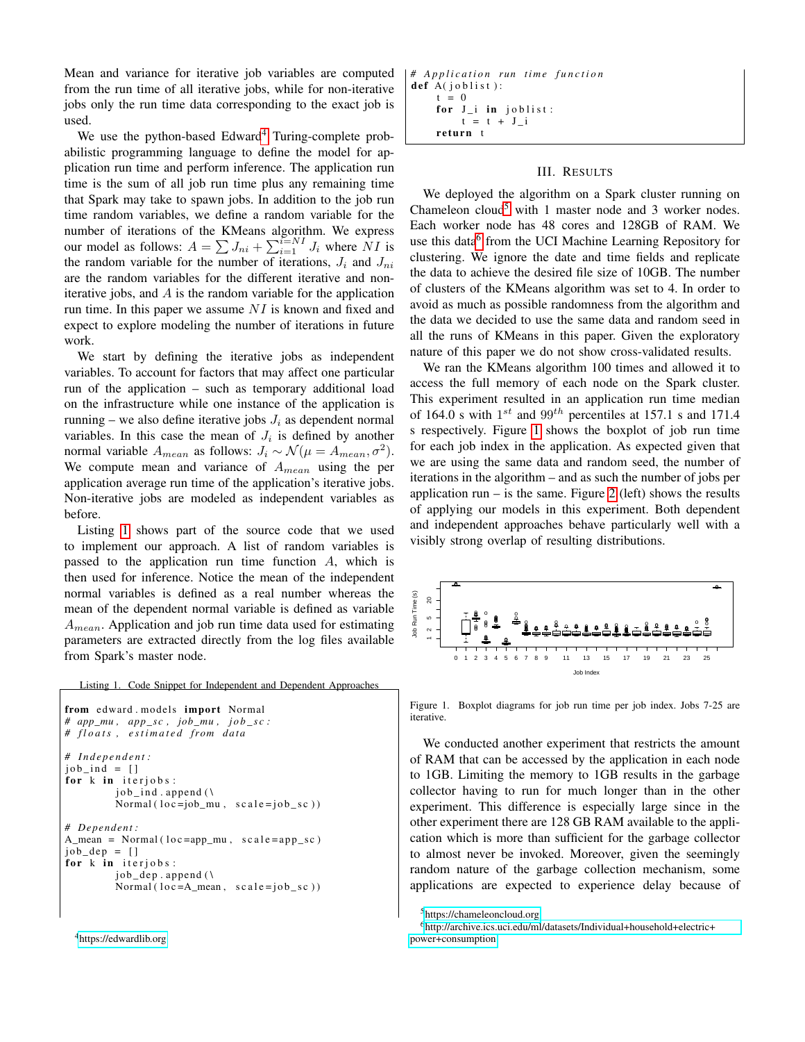Mean and variance for iterative job variables are computed from the run time of all iterative jobs, while for non-iterative jobs only the run time data corresponding to the exact job is used.

We use the python-based Edward[4] Turing-complete probabilistic programming language to define the model for application run time and perform inference. The application run time is the sum of all job run time plus any remaining time that Spark may take to spawn jobs. In addition to the job run time random variables, we define a random variable for the number of iterations of the KMeans algorithm. We express our model as follows: $A = \sum J_{ni} + \sum_{i=1}^{i=NI} J_i$ where $NI$ is the random variable for the number of iterations, $J_i$ and $J_{ni}$ are the random variables for the different iterative and non-iterative jobs, and $A$ is the random variable for the application run time. In this paper we assume $NI$ is known and fixed and expect to explore modeling the number of iterations in future work.

We start by defining the iterative jobs as independent variables. To account for factors that may affect one particular run of the application – such as temporary additional load on the infrastructure while one instance of the application is running – we also define iterative jobs $J_i$ as dependent normal variables. In this case the mean of $J_i$ is defined by another normal variable $A_{mean}$ as follows: $J_i \sim \mathcal{N}(\mu = A_{mean}, \sigma^2)$. We compute mean and variance of $A_{mean}$ using the per application average run time of the application's iterative jobs. Non-iterative jobs are modeled as independent variables as before.

Listing 1 shows part of the source code that we used to implement our approach. A list of random variables is passed to the application run time function $A$, which is then used for inference. Notice the mean of the independent normal variables is defined as a real number whereas the mean of the dependent normal variable is defined as variable $A_{mean}$. Application and job run time data used for estimating parameters are extracted directly from the log files available from Spark's master node.

Listing 1. Code Snippet for Independent and Dependent Approaches

```
from edward.models import Normal
# app_mu, app_sc, job_mu, job_sc:
# floats, estimated from data

# Independent:
job_ind = []
for k in iterjobs:
        job_ind.append(\
        Normal(loc=job_mu, scale=job_sc))

# Dependent:
A_mean = Normal(loc=app_mu, scale=app_sc)
job_dep = []
for k in iterjobs:
        job_dep.append(\
        Normal(loc=A_mean, scale=job_sc))

# Application run time function
def A(joblist):
    t = 0
    for J_i in joblist:
        t = t + J_i
    return t
```

## III. Results

We deployed the algorithm on a Spark cluster running on Chameleon cloud[5] with 1 master node and 3 worker nodes. Each worker node has 48 cores and 128GB of RAM. We use this data[6] from the UCI Machine Learning Repository for clustering. We ignore the date and time fields and replicate the data to achieve the desired file size of 10GB. The number of clusters of the KMeans algorithm was set to 4. In order to avoid as much as possible randomness from the algorithm and the data we decided to use the same data and random seed in all the runs of KMeans in this paper. Given the exploratory nature of this paper we do not show cross-validated results.

We ran the KMeans algorithm 100 times and allowed it to access the full memory of each node on the Spark cluster. This experiment resulted in an application run time median of 164.0 s with $1^{st}$ and $99^{th}$ percentiles at 157.1 s and 171.4 s respectively. Figure 1 shows the boxplot of job run time for each job index in the application. As expected given that we are using the same data and random seed, the number of iterations in the algorithm – and as such the number of jobs per application run – is the same. Figure 2 (left) shows the results of applying our models in this experiment. Both dependent and independent approaches behave particularly well with a visibly strong overlap of resulting distributions.

Figure 1. Boxplot diagrams for job run time per job index. Jobs 7-25 are iterative.

We conducted another experiment that restricts the amount of RAM that can be accessed by the application in each node to 1GB. Limiting the memory to 1GB results in the garbage collector having to run for much longer than in the other experiment. This difference is especially large since in the other experiment there are 128 GB RAM available to the application which is more than sufficient for the garbage collector to almost never be invoked. Moreover, given the seemingly random nature of the garbage collection mechanism, some applications are expected to experience delay because of

[4] https://edwardlib.org

[5] https://chameleoncloud.org

[6] http://archive.ics.uci.edu/ml/datasets/Individual+household+electric+power+consumption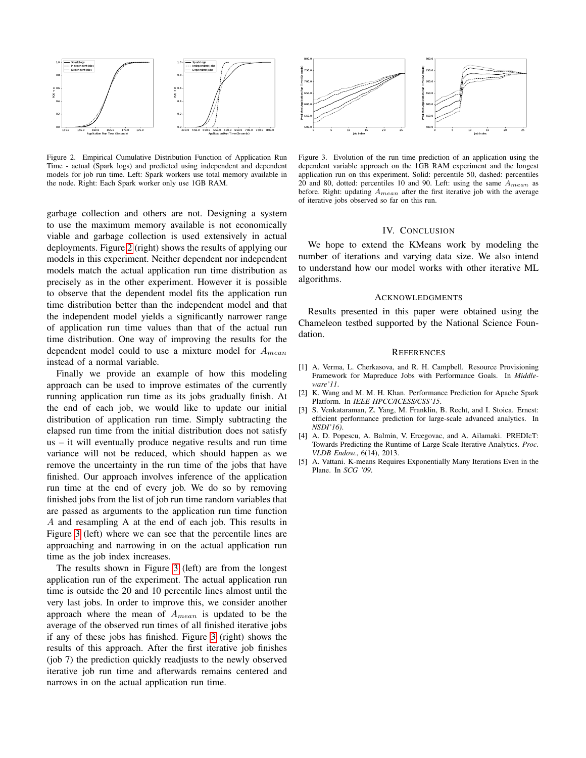Sparklogs
Independent jobs
Dependent jobs

P(X) < x

Application Run Time (Seconds)

Sparklogs
Independent jobs
Dependent jobs

P(X) < x

Application Run Time (Seconds)

Figure 2. Empirical Cumulative Distribution Function of Application Run Time - actual (Spark logs) and predicted using independent and dependent models for job run time. Left: Spark workers use total memory available in the node. Right: Each Spark worker only use 1GB RAM.

Predicted Application Run Time (Seconds)

Job Index

Predicted Application Run Time (Seconds)

Job Index

Figure 3. Evolution of the run time prediction of an application using the dependent variable approach on the 1GB RAM experiment and the longest application run on this experiment. Solid: percentile 50, dashed: percentiles 20 and 80, dotted: percentiles 10 and 90. Left: using the same $A_{mean}$ as before. Right: updating $A_{mean}$ after the first iterative job with the average of iterative jobs observed so far on this run.

garbage collection and others are not. Designing a system to use the maximum memory available is not economically viable and garbage collection is used extensively in actual deployments. Figure 2 (right) shows the results of applying our models in this experiment. Neither dependent nor independent models match the actual application run time distribution as precisely as in the other experiment. However it is possible to observe that the dependent model fits the application run time distribution better than the independent model and that the independent model yields a significantly narrower range of application run time values than that of the actual run time distribution. One way of improving the results for the dependent model could to use a mixture model for $A_{mean}$ instead of a normal variable.

Finally we provide an example of how this modeling approach can be used to improve estimates of the currently running application run time as its jobs gradually finish. At the end of each job, we would like to update our initial distribution of application run time. Simply subtracting the elapsed run time from the initial distribution does not satisfy us – it will eventually produce negative results and run time variance will not be reduced, which should happen as we remove the uncertainty in the run time of the jobs that have finished. Our approach involves inference of the application run time at the end of every job. We do so by removing finished jobs from the list of job run time random variables that are passed as arguments to the application run time function $A$ and resampling A at the end of each job. This results in Figure 3 (left) where we can see that the percentile lines are approaching and narrowing in on the actual application run time as the job index increases.

The results shown in Figure 3 (left) are from the longest application run of the experiment. The actual application run time is outside the 20 and 10 percentile lines almost until the very last jobs. In order to improve this, we consider another approach where the mean of $A_{mean}$ is updated to be the average of the observed run times of all finished iterative jobs if any of these jobs has finished. Figure 3 (right) shows the results of this approach. After the first iterative job finishes (job 7) the prediction quickly readjusts to the newly observed iterative job run time and afterwards remains centered and narrows in on the actual application run time.

## IV. Conclusion

We hope to extend the KMeans work by modeling the number of iterations and varying data size. We also intend to understand how our model works with other iterative ML algorithms.

## Acknowledgments

Results presented in this paper were obtained using the Chameleon testbed supported by the National Science Foundation.

## References

[1] A. Verma, L. Cherkasova, and R. H. Campbell. Resource Provisioning Framework for Mapreduce Jobs with Performance Goals. In *Middleware'11*.

[2] K. Wang and M. M. H. Khan. Performance Prediction for Apache Spark Platform. In *IEEE HPCC/ICESS/CSS'15*.

[3] S. Venkataraman, Z. Yang, M. Franklin, B. Recht, and I. Stoica. Ernest: efficient performance prediction for large-scale advanced analytics. In *NSDI'16)*.

[4] A. D. Popescu, A. Balmin, V. Ercegovac, and A. Ailamaki. PREDIcT: Towards Predicting the Runtime of Large Scale Iterative Analytics. *Proc. VLDB Endow.*, 6(14), 2013.

[5] A. Vattani. K-means Requires Exponentially Many Iterations Even in the Plane. In *SCG '09*.